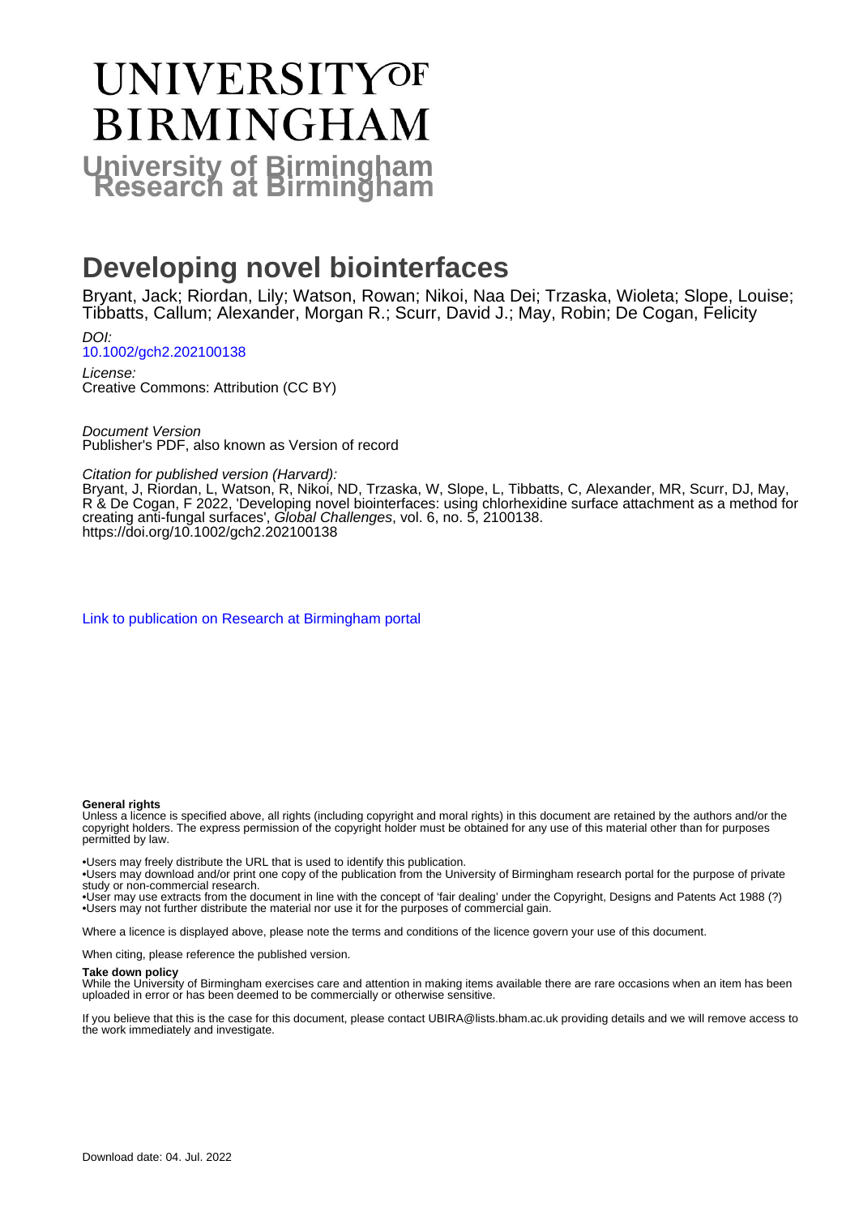# UNIVERSITY OF BIRMINGHAM

**University of Birmingham Research at Birmingham**

# Developing novel biointerfaces

Bryant, Jack; Riordan, Lily; Watson, Rowan; Nikoi, Naa Dei; Trzaska, Wioleta; Slope, Louise; Tibbatts, Callum; Alexander, Morgan R.; Scurr, David J.; May, Robin; De Cogan, Felicity

*DOI:*
10.1002/gch2.202100138

*License:*
Creative Commons: Attribution (CC BY)

*Document Version*
Publisher's PDF, also known as Version of record

*Citation for published version (Harvard):*
Bryant, J, Riordan, L, Watson, R, Nikoi, ND, Trzaska, W, Slope, L, Tibbatts, C, Alexander, MR, Scurr, DJ, May, R & De Cogan, F 2022, 'Developing novel biointerfaces: using chlorhexidine surface attachment as a method for creating anti-fungal surfaces', *Global Challenges*, vol. 6, no. 5, 2100138. https://doi.org/10.1002/gch2.202100138

Link to publication on Research at Birmingham portal

**General rights**
Unless a licence is specified above, all rights (including copyright and moral rights) in this document are retained by the authors and/or the copyright holders. The express permission of the copyright holder must be obtained for any use of this material other than for purposes permitted by law.

•Users may freely distribute the URL that is used to identify this publication.
•Users may download and/or print one copy of the publication from the University of Birmingham research portal for the purpose of private study or non-commercial research.
•User may use extracts from the document in line with the concept of 'fair dealing' under the Copyright, Designs and Patents Act 1988 (?)
•Users may not further distribute the material nor use it for the purposes of commercial gain.

Where a licence is displayed above, please note the terms and conditions of the licence govern your use of this document.

When citing, please reference the published version.

**Take down policy**
While the University of Birmingham exercises care and attention in making items available there are rare occasions when an item has been uploaded in error or has been deemed to be commercially or otherwise sensitive.

If you believe that this is the case for this document, please contact UBIRA@lists.bham.ac.uk providing details and we will remove access to the work immediately and investigate.

Download date: 04. Jul. 2022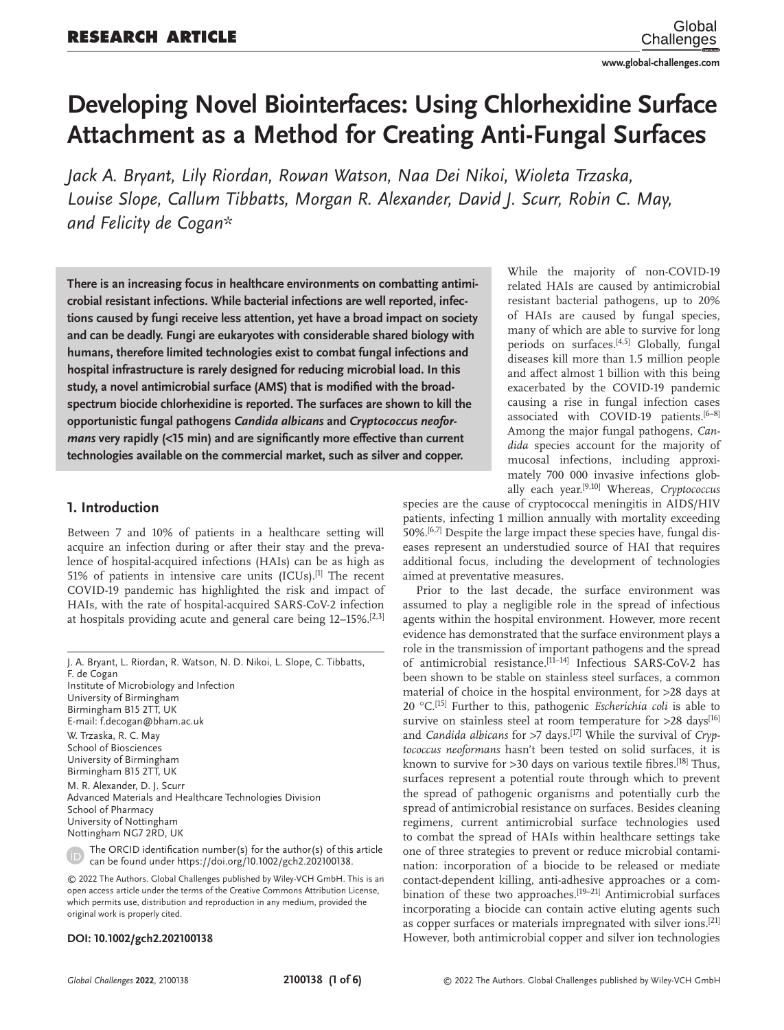# Developing Novel Biointerfaces: Using Chlorhexidine Surface Attachment as a Method for Creating Anti-Fungal Surfaces

*Jack A. Bryant, Lily Riordan, Rowan Watson, Naa Dei Nikoi, Wioleta Trzaska, Louise Slope, Callum Tibbatts, Morgan R. Alexander, David J. Scurr, Robin C. May, and Felicity de Cogan\**

**There is an increasing focus in healthcare environments on combatting antimicrobial resistant infections. While bacterial infections are well reported, infections caused by fungi receive less attention, yet have a broad impact on society and can be deadly. Fungi are eukaryotes with considerable shared biology with humans, therefore limited technologies exist to combat fungal infections and hospital infrastructure is rarely designed for reducing microbial load. In this study, a novel antimicrobial surface (AMS) that is modified with the broad-spectrum biocide chlorhexidine is reported. The surfaces are shown to kill the opportunistic fungal pathogens *Candida albicans* and *Cryptococcus neoformans* very rapidly (<15 min) and are significantly more effective than current technologies available on the commercial market, such as silver and copper.**

## 1. Introduction

Between 7 and 10% of patients in a healthcare setting will acquire an infection during or after their stay and the prevalence of hospital-acquired infections (HAIs) can be as high as 51% of patients in intensive care units (ICUs).[1] The recent COVID-19 pandemic has highlighted the risk and impact of HAIs, with the rate of hospital-acquired SARS-CoV-2 infection at hospitals providing acute and general care being 12–15%.[2,3]

While the majority of non-COVID-19 related HAIs are caused by antimicrobial resistant bacterial pathogens, up to 20% of HAIs are caused by fungal species, many of which are able to survive for long periods on surfaces.[4,5] Globally, fungal diseases kill more than 1.5 million people and affect almost 1 billion with this being exacerbated by the COVID-19 pandemic causing a rise in fungal infection cases associated with COVID-19 patients.[6–8] Among the major fungal pathogens, *Candida* species account for the majority of mucosal infections, including approximately 700 000 invasive infections globally each year.[9,10] Whereas, *Cryptococcus* species are the cause of cryptococcal meningitis in AIDS/HIV patients, infecting 1 million annually with mortality exceeding 50%.[6,7] Despite the large impact these species have, fungal diseases represent an understudied source of HAI that requires additional focus, including the development of technologies aimed at preventative measures.

Prior to the last decade, the surface environment was assumed to play a negligible role in the spread of infectious agents within the hospital environment. However, more recent evidence has demonstrated that the surface environment plays a role in the transmission of important pathogens and the spread of antimicrobial resistance.[11–14] Infectious SARS-CoV-2 has been shown to be stable on stainless steel surfaces, a common material of choice in the hospital environment, for >28 days at 20 °C.[15] Further to this, pathogenic *Escherichia coli* is able to survive on stainless steel at room temperature for >28 days[16] and *Candida albicans* for >7 days.[17] While the survival of *Cryptococcus neoformans* hasn't been tested on solid surfaces, it is known to survive for >30 days on various textile fibres.[18] Thus, surfaces represent a potential route through which to prevent the spread of pathogenic organisms and potentially curb the spread of antimicrobial resistance on surfaces. Besides cleaning regimens, current antimicrobial surface technologies used to combat the spread of HAIs within healthcare settings take one of three strategies to prevent or reduce microbial contamination: incorporation of a biocide to be released or mediate contact-dependent killing, anti-adhesive approaches or a combination of these two approaches.[19–21] Antimicrobial surfaces incorporating a biocide can contain active eluting agents such as copper surfaces or materials impregnated with silver ions.[21] However, both antimicrobial copper and silver ion technologies

J. A. Bryant, L. Riordan, R. Watson, N. D. Nikoi, L. Slope, C. Tibbatts, F. de Cogan
Institute of Microbiology and Infection
University of Birmingham
Birmingham B15 2TT, UK
E-mail: f.decogan@bham.ac.uk

W. Trzaska, R. C. May
School of Biosciences
University of Birmingham
Birmingham B15 2TT, UK

M. R. Alexander, D. J. Scurr
Advanced Materials and Healthcare Technologies Division
School of Pharmacy
University of Nottingham
Nottingham NG7 2RD, UK

The ORCID identification number(s) for the author(s) of this article can be found under https://doi.org/10.1002/gch2.202100138.

© 2022 The Authors. Global Challenges published by Wiley-VCH GmbH. This is an open access article under the terms of the Creative Commons Attribution License, which permits use, distribution and reproduction in any medium, provided the original work is properly cited.

**DOI: 10.1002/gch2.202100138**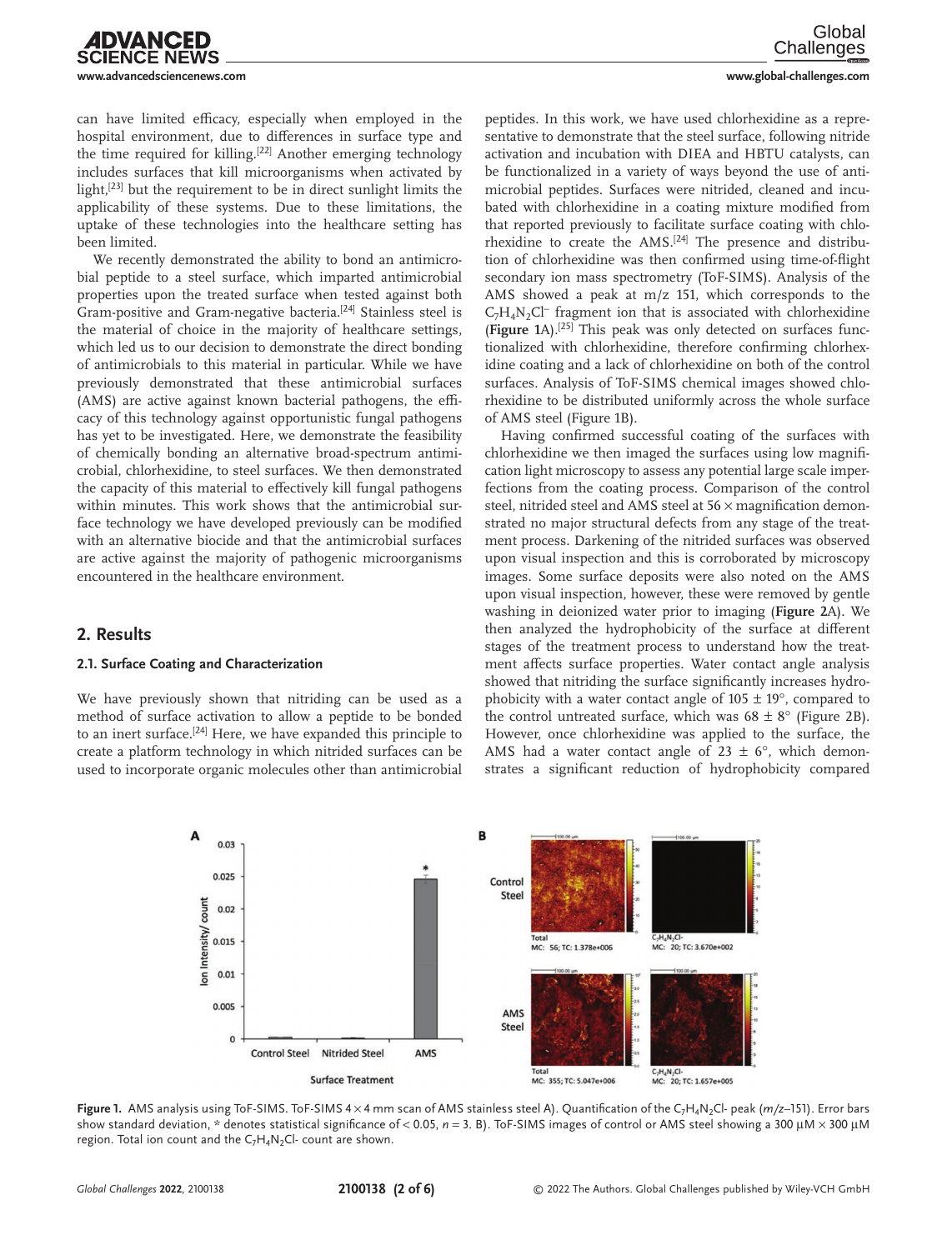can have limited efficacy, especially when employed in the hospital environment, due to differences in surface type and the time required for killing.[22] Another emerging technology includes surfaces that kill microorganisms when activated by light,[23] but the requirement to be in direct sunlight limits the applicability of these systems. Due to these limitations, the uptake of these technologies into the healthcare setting has been limited.

We recently demonstrated the ability to bond an antimicrobial peptide to a steel surface, which imparted antimicrobial properties upon the treated surface when tested against both Gram-positive and Gram-negative bacteria.[24] Stainless steel is the material of choice in the majority of healthcare settings, which led us to our decision to demonstrate the direct bonding of antimicrobials to this material in particular. While we have previously demonstrated that these antimicrobial surfaces (AMS) are active against known bacterial pathogens, the efficacy of this technology against opportunistic fungal pathogens has yet to be investigated. Here, we demonstrate the feasibility of chemically bonding an alternative broad-spectrum antimicrobial, chlorhexidine, to steel surfaces. We then demonstrated the capacity of this material to effectively kill fungal pathogens within minutes. This work shows that the antimicrobial surface technology we have developed previously can be modified with an alternative biocide and that the antimicrobial surfaces are active against the majority of pathogenic microorganisms encountered in the healthcare environment.

## 2. Results

### 2.1. Surface Coating and Characterization

We have previously shown that nitriding can be used as a method of surface activation to allow a peptide to be bonded to an inert surface.[24] Here, we have expanded this principle to create a platform technology in which nitrided surfaces can be used to incorporate organic molecules other than antimicrobial peptides. In this work, we have used chlorhexidine as a representative to demonstrate that the steel surface, following nitride activation and incubation with DIEA and HBTU catalysts, can be functionalized in a variety of ways beyond the use of antimicrobial peptides. Surfaces were nitrided, cleaned and incubated with chlorhexidine in a coating mixture modified from that reported previously to facilitate surface coating with chlorhexidine to create the AMS.[24] The presence and distribution of chlorhexidine was then confirmed using time-of-flight secondary ion mass spectrometry (ToF-SIMS). Analysis of the AMS showed a peak at m/z 151, which corresponds to the $C_7H_4N_2Cl^-$ fragment ion that is associated with chlorhexidine (**Figure 1**A).[25] This peak was only detected on surfaces functionalized with chlorhexidine, therefore confirming chlorhexidine coating and a lack of chlorhexidine on both of the control surfaces. Analysis of ToF-SIMS chemical images showed chlorhexidine to be distributed uniformly across the whole surface of AMS steel (Figure 1B).

Having confirmed successful coating of the surfaces with chlorhexidine we then imaged the surfaces using low magnification light microscopy to assess any potential large scale imperfections from the coating process. Comparison of the control steel, nitrided steel and AMS steel at 56 × magnification demonstrated no major structural defects from any stage of the treatment process. Darkening of the nitrided surfaces was observed upon visual inspection and this is corroborated by microscopy images. Some surface deposits were also noted on the AMS upon visual inspection, however, these were removed by gentle washing in deionized water prior to imaging (**Figure 2**A). We then analyzed the hydrophobicity of the surface at different stages of the treatment process to understand how the treatment affects surface properties. Water contact angle analysis showed that nitriding the surface significantly increases hydrophobicity with a water contact angle of 105 ± 19°, compared to the control untreated surface, which was 68 ± 8° (Figure 2B). However, once chlorhexidine was applied to the surface, the AMS had a water contact angle of 23 ± 6°, which demonstrates a significant reduction of hydrophobicity compared

**Figure 1.** AMS analysis using ToF-SIMS. ToF-SIMS 4 × 4 mm scan of AMS stainless steel A). Quantification of the $C_7H_4N_2Cl$- peak (*m/z*–151). Error bars show standard deviation, * denotes statistical significance of < 0.05, *n* = 3. B). ToF-SIMS images of control or AMS steel showing a 300 µM × 300 µM region. Total ion count and the $C_7H_4N_2Cl$- count are shown.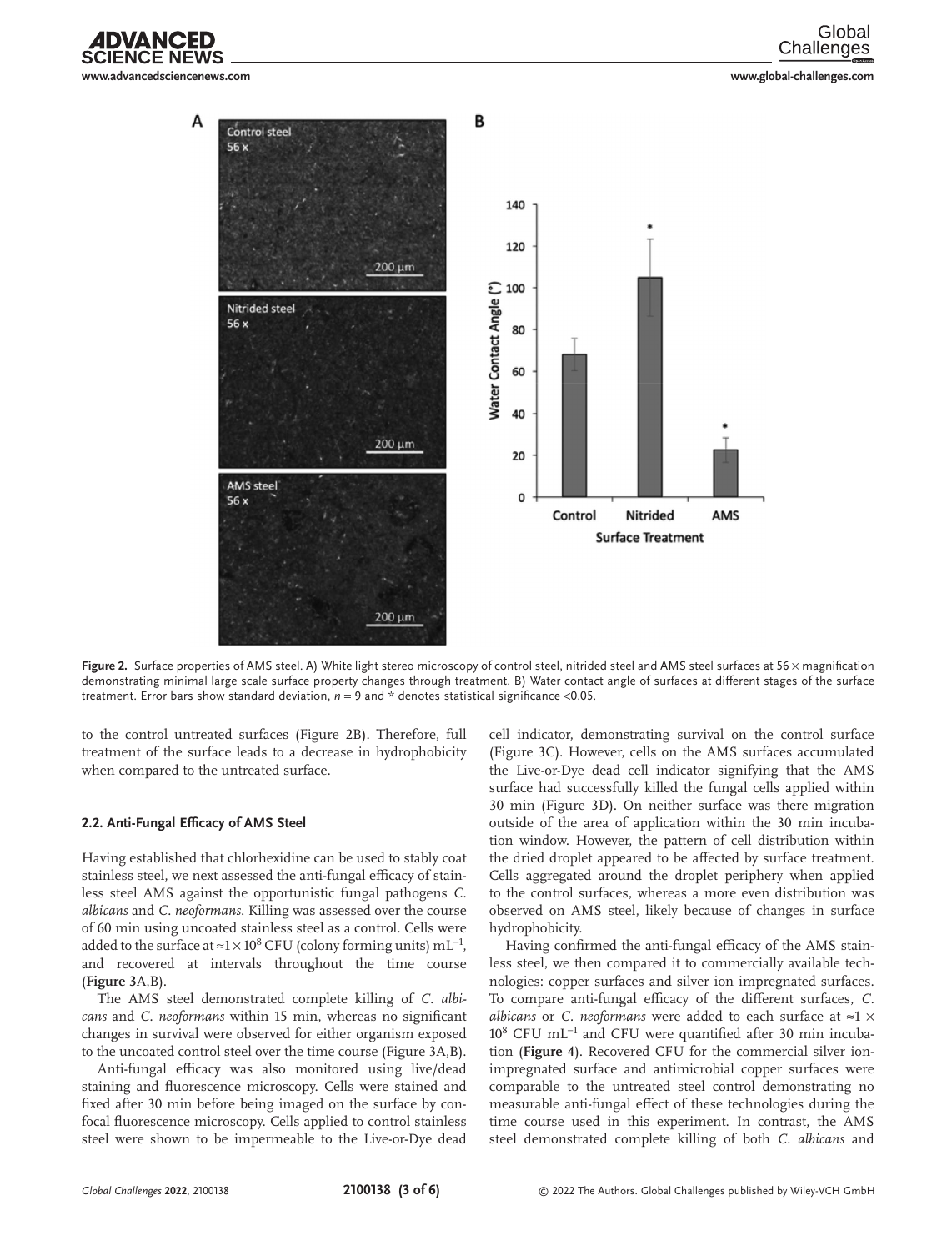**Figure 2.** Surface properties of AMS steel. A) White light stereo microscopy of control steel, nitrided steel and AMS steel surfaces at 56 × magnification demonstrating minimal large scale surface property changes through treatment. B) Water contact angle of surfaces at different stages of the surface treatment. Error bars show standard deviation, $n = 9$ and * denotes statistical significance <0.05.

to the control untreated surfaces (Figure 2B). Therefore, full treatment of the surface leads to a decrease in hydrophobicity when compared to the untreated surface.

### 2.2. Anti-Fungal Efficacy of AMS Steel

Having established that chlorhexidine can be used to stably coat stainless steel, we next assessed the anti-fungal efficacy of stainless steel AMS against the opportunistic fungal pathogens *C. albicans* and *C. neoformans*. Killing was assessed over the course of 60 min using uncoated stainless steel as a control. Cells were added to the surface at $\approx 1 \times 10^8$ CFU (colony forming units) $mL^{-1}$, and recovered at intervals throughout the time course (**Figure 3**A,B).

The AMS steel demonstrated complete killing of *C. albicans* and *C. neoformans* within 15 min, whereas no significant changes in survival were observed for either organism exposed to the uncoated control steel over the time course (Figure 3A,B).

Anti-fungal efficacy was also monitored using live/dead staining and fluorescence microscopy. Cells were stained and fixed after 30 min before being imaged on the surface by confocal fluorescence microscopy. Cells applied to control stainless steel were shown to be impermeable to the Live-or-Dye dead cell indicator, demonstrating survival on the control surface (Figure 3C). However, cells on the AMS surfaces accumulated the Live-or-Dye dead cell indicator signifying that the AMS surface had successfully killed the fungal cells applied within 30 min (Figure 3D). On neither surface was there migration outside of the area of application within the 30 min incubation window. However, the pattern of cell distribution within the dried droplet appeared to be affected by surface treatment. Cells aggregated around the droplet periphery when applied to the control surfaces, whereas a more even distribution was observed on AMS steel, likely because of changes in surface hydrophobicity.

Having confirmed the anti-fungal efficacy of the AMS stainless steel, we then compared it to commercially available technologies: copper surfaces and silver ion impregnated surfaces. To compare anti-fungal efficacy of the different surfaces, *C. albicans* or *C. neoformans* were added to each surface at $\approx 1 \times 10^8$ CFU $mL^{-1}$ and CFU were quantified after 30 min incubation (**Figure 4**). Recovered CFU for the commercial silver ion-impregnated surface and antimicrobial copper surfaces were comparable to the untreated steel control demonstrating no measurable anti-fungal effect of these technologies during the time course used in this experiment. In contrast, the AMS steel demonstrated complete killing of both *C. albicans* and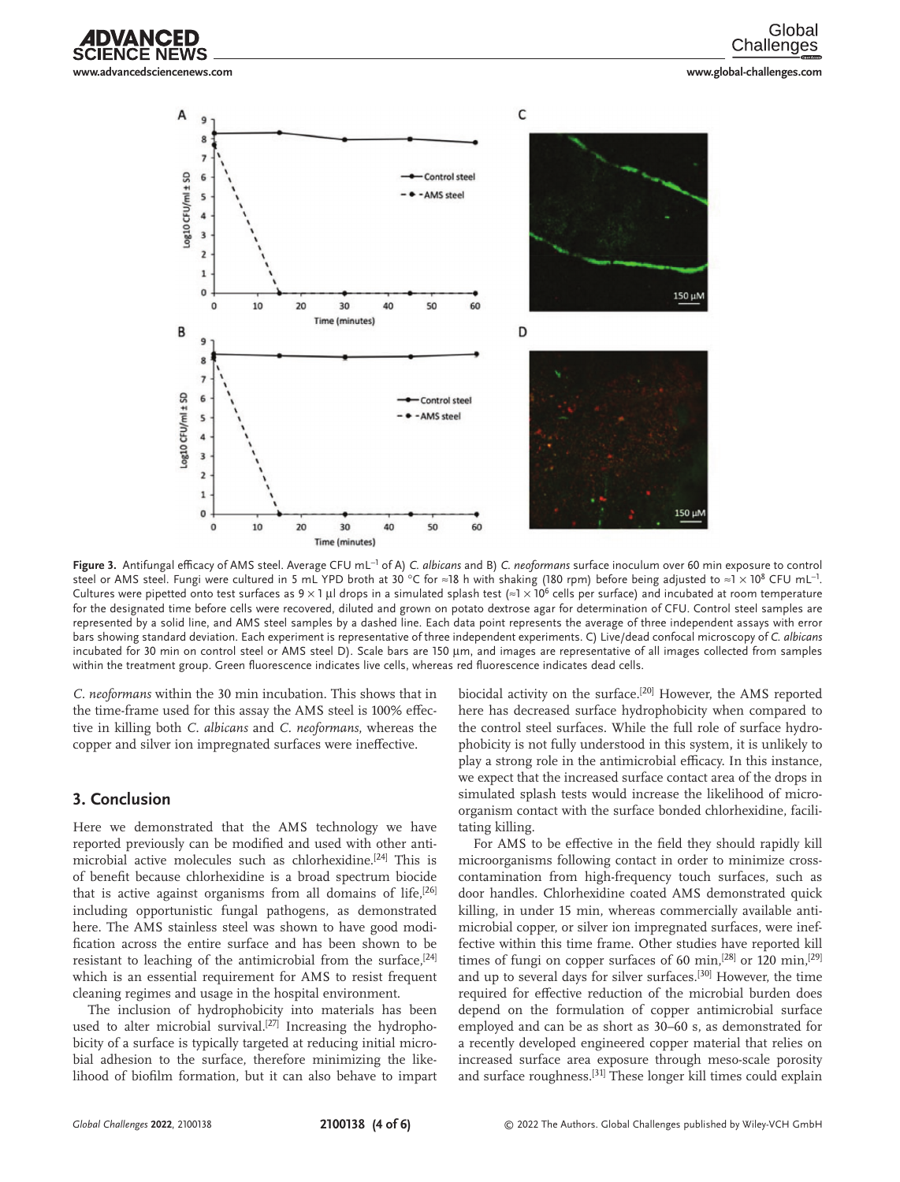**Figure 3.** Antifungal efficacy of AMS steel. Average CFU $mL^{-1}$ of A) *C. albicans* and B) *C. neoformans* surface inoculum over 60 min exposure to control steel or AMS steel. Fungi were cultured in 5 mL YPD broth at 30 °C for ≈18 h with shaking (180 rpm) before being adjusted to $\approx 1 \times 10^8$ CFU $mL^{-1}$. Cultures were pipetted onto test surfaces as $9 \times 1$ µl drops in a simulated splash test ($\approx 1 \times 10^6$ cells per surface) and incubated at room temperature for the designated time before cells were recovered, diluted and grown on potato dextrose agar for determination of CFU. Control steel samples are represented by a solid line, and AMS steel samples by a dashed line. Each data point represents the average of three independent assays with error bars showing standard deviation. Each experiment is representative of three independent experiments. C) Live/dead confocal microscopy of *C. albicans* incubated for 30 min on control steel or AMS steel D). Scale bars are 150 µm, and images are representative of all images collected from samples within the treatment group. Green fluorescence indicates live cells, whereas red fluorescence indicates dead cells.

*C. neoformans* within the 30 min incubation. This shows that in the time-frame used for this assay the AMS steel is 100% effective in killing both *C. albicans* and *C. neoformans*, whereas the copper and silver ion impregnated surfaces were ineffective.

## 3. Conclusion

Here we demonstrated that the AMS technology we have reported previously can be modified and used with other antimicrobial active molecules such as chlorhexidine.[24] This is of benefit because chlorhexidine is a broad spectrum biocide that is active against organisms from all domains of life,[26] including opportunistic fungal pathogens, as demonstrated here. The AMS stainless steel was shown to have good modification across the entire surface and has been shown to be resistant to leaching of the antimicrobial from the surface,[24] which is an essential requirement for AMS to resist frequent cleaning regimes and usage in the hospital environment.

The inclusion of hydrophobicity into materials has been used to alter microbial survival.[27] Increasing the hydrophobicity of a surface is typically targeted at reducing initial microbial adhesion to the surface, therefore minimizing the likelihood of biofilm formation, but it can also behave to impart biocidal activity on the surface.[20] However, the AMS reported here has decreased surface hydrophobicity when compared to the control steel surfaces. While the full role of surface hydrophobicity is not fully understood in this system, it is unlikely to play a strong role in the antimicrobial efficacy. In this instance, we expect that the increased surface contact area of the drops in simulated splash tests would increase the likelihood of microorganism contact with the surface bonded chlorhexidine, facilitating killing.

For AMS to be effective in the field they should rapidly kill microorganisms following contact in order to minimize cross-contamination from high-frequency touch surfaces, such as door handles. Chlorhexidine coated AMS demonstrated quick killing, in under 15 min, whereas commercially available antimicrobial copper, or silver ion impregnated surfaces, were ineffective within this time frame. Other studies have reported kill times of fungi on copper surfaces of 60 min,[28] or 120 min,[29] and up to several days for silver surfaces.[30] However, the time required for effective reduction of the microbial burden does depend on the formulation of copper antimicrobial surface employed and can be as short as 30–60 s, as demonstrated for a recently developed engineered copper material that relies on increased surface area exposure through meso-scale porosity and surface roughness.[31] These longer kill times could explain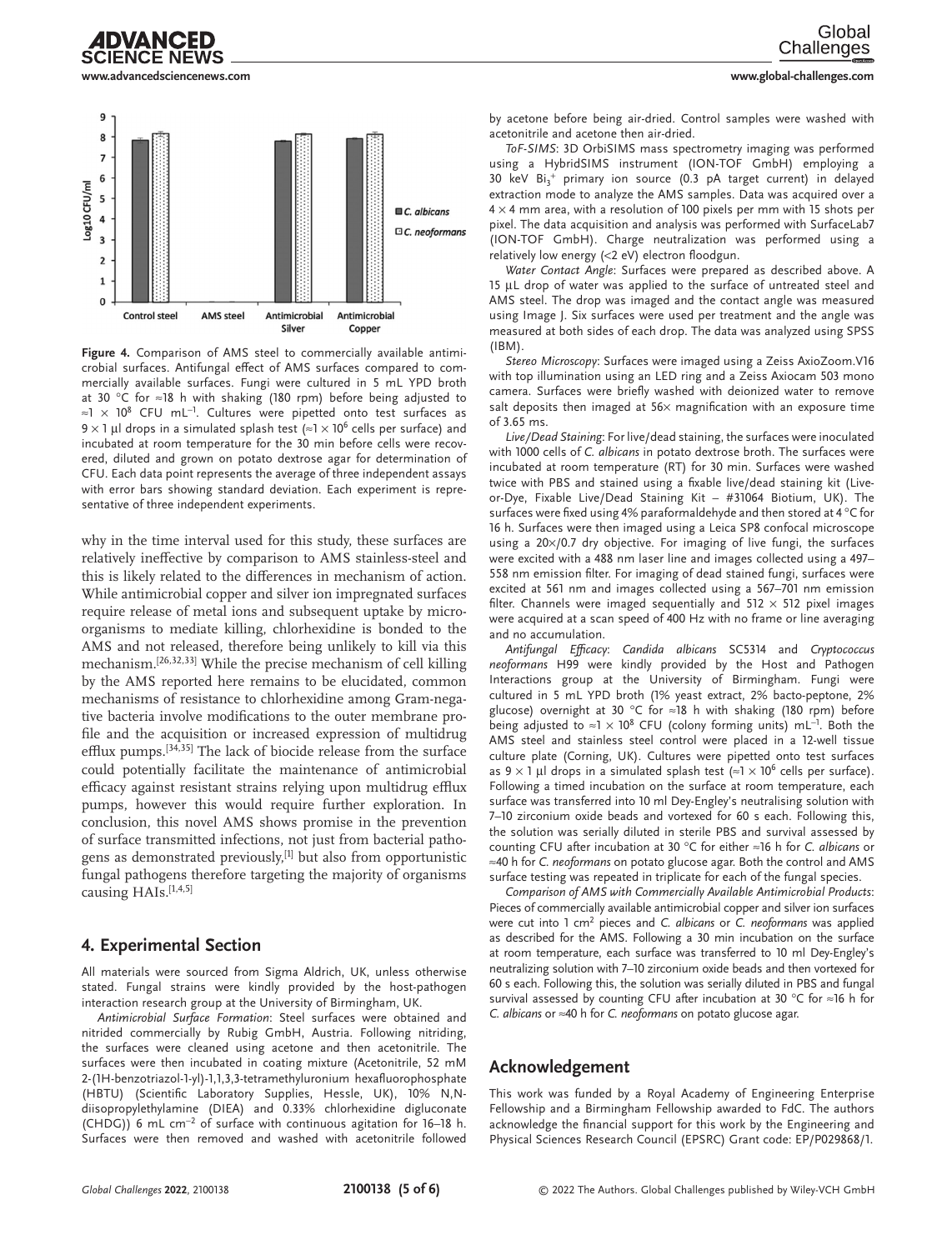**Figure 4.** Comparison of AMS steel to commercially available antimicrobial surfaces. Antifungal effect of AMS surfaces compared to commercially available surfaces. Fungi were cultured in 5 mL YPD broth at 30 °C for ≈18 h with shaking (180 rpm) before being adjusted to ≈$1 \times 10^8$ CFU $mL^{-1}$. Cultures were pipetted onto test surfaces as $9 \times 1$ µl drops in a simulated splash test (≈$1 \times 10^6$ cells per surface) and incubated at room temperature for the 30 min before cells were recovered, diluted and grown on potato dextrose agar for determination of CFU. Each data point represents the average of three independent assays with error bars showing standard deviation. Each experiment is representative of three independent experiments.

why in the time interval used for this study, these surfaces are relatively ineffective by comparison to AMS stainless-steel and this is likely related to the differences in mechanism of action. While antimicrobial copper and silver ion impregnated surfaces require release of metal ions and subsequent uptake by microorganisms to mediate killing, chlorhexidine is bonded to the AMS and not released, therefore being unlikely to kill via this mechanism.[26,32,33] While the precise mechanism of cell killing by the AMS reported here remains to be elucidated, common mechanisms of resistance to chlorhexidine among Gram-negative bacteria involve modifications to the outer membrane profile and the acquisition or increased expression of multidrug efflux pumps.[34,35] The lack of biocide release from the surface could potentially facilitate the maintenance of antimicrobial efficacy against resistant strains relying upon multidrug efflux pumps, however this would require further exploration. In conclusion, this novel AMS shows promise in the prevention of surface transmitted infections, not just from bacterial pathogens as demonstrated previously,[1] but also from opportunistic fungal pathogens therefore targeting the majority of organisms causing HAIs.[1,4,5]

## 4. Experimental Section

All materials were sourced from Sigma Aldrich, UK, unless otherwise stated. Fungal strains were kindly provided by the host-pathogen interaction research group at the University of Birmingham, UK.

*Antimicrobial Surface Formation*: Steel surfaces were obtained and nitrided commercially by Rubig GmbH, Austria. Following nitriding, the surfaces were cleaned using acetone and then acetonitrile. The surfaces were then incubated in coating mixture (Acetonitrile, 52 mM 2-(1H-benzotriazol-1-yl)-1,1,3,3-tetramethyluronium hexafluorophosphate (HBTU) (Scientific Laboratory Supplies, Hessle, UK), 10% N,N-diisopropylethylamine (DIEA) and 0.33% chlorhexidine digluconate (CHDG)) 6 mL $cm^{-2}$ of surface with continuous agitation for 16–18 h. Surfaces were then removed and washed with acetonitrile followed by acetone before being air-dried. Control samples were washed with acetonitrile and acetone then air-dried.

*ToF-SIMS*: 3D OrbiSIMS mass spectrometry imaging was performed using a HybridSIMS instrument (ION-TOF GmbH) employing a 30 keV $Bi_3^+$ primary ion source (0.3 pA target current) in delayed extraction mode to analyze the AMS samples. Data was acquired over a $4 \times 4$ mm area, with a resolution of 100 pixels per mm with 15 shots per pixel. The data acquisition and analysis was performed with SurfaceLab7 (ION-TOF GmbH). Charge neutralization was performed using a relatively low energy (<2 eV) electron floodgun.

*Water Contact Angle*: Surfaces were prepared as described above. A 15 µL drop of water was applied to the surface of untreated steel and AMS steel. The drop was imaged and the contact angle was measured using Image J. Six surfaces were used per treatment and the angle was measured at both sides of each drop. The data was analyzed using SPSS (IBM).

*Stereo Microscopy*: Surfaces were imaged using a Zeiss AxioZoom.V16 with top illumination using an LED ring and a Zeiss Axiocam 503 mono camera. Surfaces were briefly washed with deionized water to remove salt deposits then imaged at 56× magnification with an exposure time of 3.65 ms.

*Live/Dead Staining*: For live/dead staining, the surfaces were inoculated with 1000 cells of *C. albicans* in potato dextrose broth. The surfaces were incubated at room temperature (RT) for 30 min. Surfaces were washed twice with PBS and stained using a fixable live/dead staining kit (Live-or-Dye, Fixable Live/Dead Staining Kit – #31064 Biotium, UK). The surfaces were fixed using 4% paraformaldehyde and then stored at 4 °C for 16 h. Surfaces were then imaged using a Leica SP8 confocal microscope using a 20×/0.7 dry objective. For imaging of live fungi, the surfaces were excited with a 488 nm laser line and images collected using a 497–558 nm emission filter. For imaging of dead stained fungi, surfaces were excited at 561 nm and images collected using a 567–701 nm emission filter. Channels were imaged sequentially and $512 \times 512$ pixel images were acquired at a scan speed of 400 Hz with no frame or line averaging and no accumulation.

*Antifungal Efficacy*: *Candida albicans* SC5314 and *Cryptococcus neoformans* H99 were kindly provided by the Host and Pathogen Interactions group at the University of Birmingham. Fungi were cultured in 5 mL YPD broth (1% yeast extract, 2% bacto-peptone, 2% glucose) overnight at 30 °C for ≈18 h with shaking (180 rpm) before being adjusted to ≈$1 \times 10^8$ CFU (colony forming units) $mL^{-1}$. Both the AMS steel and stainless steel control were placed in a 12-well tissue culture plate (Corning, UK). Cultures were pipetted onto test surfaces as $9 \times 1$ µl drops in a simulated splash test (≈$1 \times 10^6$ cells per surface). Following a timed incubation on the surface at room temperature, each surface was transferred into 10 ml Dey-Engley's neutralising solution with 7–10 zirconium oxide beads and vortexed for 60 s each. Following this, the solution was serially diluted in sterile PBS and survival assessed by counting CFU after incubation at 30 °C for either ≈16 h for *C. albicans* or ≈40 h for *C. neoformans* on potato glucose agar. Both the control and AMS surface testing was repeated in triplicate for each of the fungal species.

*Comparison of AMS with Commercially Available Antimicrobial Products*: Pieces of commercially available antimicrobial copper and silver ion surfaces were cut into 1 $cm^2$ pieces and *C. albicans* or *C. neoformans* was applied as described for the AMS. Following a 30 min incubation on the surface at room temperature, each surface was transferred to 10 ml Dey-Engley's neutralizing solution with 7–10 zirconium oxide beads and then vortexed for 60 s each. Following this, the solution was serially diluted in PBS and fungal survival assessed by counting CFU after incubation at 30 °C for ≈16 h for *C. albicans* or ≈40 h for *C. neoformans* on potato glucose agar.

## Acknowledgement

This work was funded by a Royal Academy of Engineering Enterprise Fellowship and a Birmingham Fellowship awarded to FdC. The authors acknowledge the financial support for this work by the Engineering and Physical Sciences Research Council (EPSRC) Grant code: EP/P029868/1.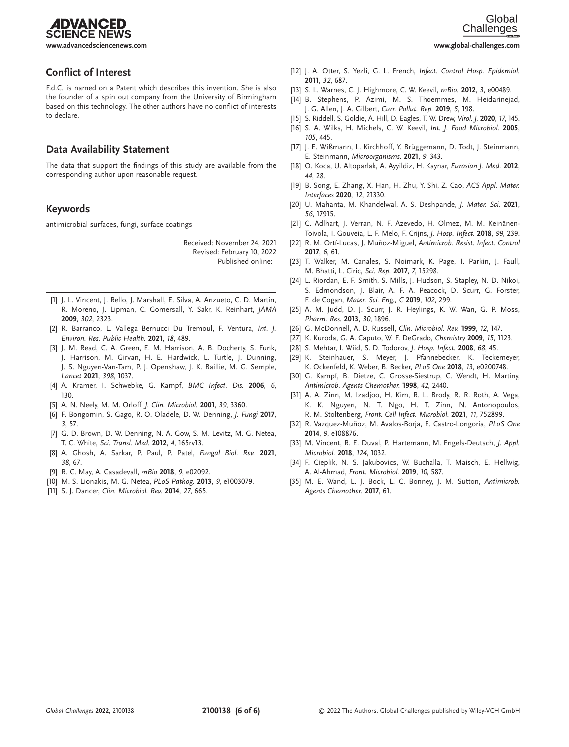## Conflict of Interest

F.d.C. is named on a Patent which describes this invention. She is also the founder of a spin out company from the University of Birmingham based on this technology. The other authors have no conflict of interests to declare.

## Data Availability Statement

The data that support the findings of this study are available from the corresponding author upon reasonable request.

## Keywords

antimicrobial surfaces, fungi, surface coatings

Received: November 24, 2021
Revised: February 10, 2022
Published online:

[1] J. L. Vincent, J. Rello, J. Marshall, E. Silva, A. Anzueto, C. D. Martin, R. Moreno, J. Lipman, C. Gomersall, Y. Sakr, K. Reinhart, *JAMA* **2009**, *302*, 2323.
[2] R. Barranco, L. Vallega Bernucci Du Tremoul, F. Ventura, *Int. J. Environ. Res. Public Health.* **2021**, *18*, 489.
[3] J. M. Read, C. A. Green, E. M. Harrison, A. B. Docherty, S. Funk, J. Harrison, M. Girvan, H. E. Hardwick, L. Turtle, J. Dunning, J. S. Nguyen-Van-Tam, P. J. Openshaw, J. K. Baillie, M. G. Semple, *Lancet* **2021**, *398*, 1037.
[4] A. Kramer, I. Schwebke, G. Kampf, *BMC Infect. Dis.* **2006**, *6*, 130.
[5] A. N. Neely, M. M. Orloff, *J. Clin. Microbiol.* **2001**, *39*, 3360.
[6] F. Bongomin, S. Gago, R. O. Oladele, D. W. Denning, *J. Fungi* **2017**, *3*, 57.
[7] G. D. Brown, D. W. Denning, N. A. Gow, S. M. Levitz, M. G. Netea, T. C. White, *Sci. Transl. Med.* **2012**, *4*, 165rv13.
[8] A. Ghosh, A. Sarkar, P. Paul, P. Patel, *Fungal Biol. Rev.* **2021**, *38*, 67.
[9] R. C. May, A. Casadevall, *mBio* **2018**, *9*, e02092.
[10] M. S. Lionakis, M. G. Netea, *PLoS Pathog.* **2013**, *9*, e1003079.
[11] S. J. Dancer, *Clin. Microbiol. Rev.* **2014**, *27*, 665.
[12] J. A. Otter, S. Yezli, G. L. French, *Infect. Control Hosp. Epidemiol.* **2011**, *32*, 687.
[13] S. L. Warnes, C. J. Highmore, C. W. Keevil, *mBio.* **2012**, *3*, e00489.
[14] B. Stephens, P. Azimi, M. S. Thoemmes, M. Heidarinejad, J. G. Allen, J. A. Gilbert, *Curr. Pollut. Rep.* **2019**, *5*, 198.
[15] S. Riddell, S. Goldie, A. Hill, D. Eagles, T. W. Drew, *Virol. J.* **2020**, *17*, 145.
[16] S. A. Wilks, H. Michels, C. W. Keevil, *Int. J. Food Microbiol.* **2005**, *105*, 445.
[17] J. E. Wißmann, L. Kirchhoff, Y. Brüggemann, D. Todt, J. Steinmann, E. Steinmann, *Microorganisms.* **2021**, *9*, 343.
[18] O. Koca, U. Altoparlak, A. Ayyildiz, H. Kaynar, *Eurasian J. Med.* **2012**, *44*, 28.
[19] B. Song, E. Zhang, X. Han, H. Zhu, Y. Shi, Z. Cao, *ACS Appl. Mater. Interfaces* **2020**, *12*, 21330.
[20] U. Mahanta, M. Khandelwal, A. S. Deshpande, *J. Mater. Sci.* **2021**, *56*, 17915.
[21] C. Adlhart, J. Verran, N. F. Azevedo, H. Olmez, M. M. Keinänen-Toivola, I. Gouveia, L. F. Melo, F. Crijns, *J. Hosp. Infect.* **2018**, *99*, 239.
[22] R. M. Ortí-Lucas, J. Muñoz-Miguel, *Antimicrob. Resist. Infect. Control* **2017**, *6*, 61.
[23] T. Walker, M. Canales, S. Noimark, K. Page, I. Parkin, J. Faull, M. Bhatti, L. Ciric, *Sci. Rep.* **2017**, *7*, 15298.
[24] L. Riordan, E. F. Smith, S. Mills, J. Hudson, S. Stapley, N. D. Nikoi, S. Edmondson, J. Blair, A. F. A. Peacock, D. Scurr, G. Forster, F. de Cogan, *Mater. Sci. Eng., C* **2019**, *102*, 299.
[25] A. M. Judd, D. J. Scurr, J. R. Heylings, K. W. Wan, G. P. Moss, *Pharm. Res.* **2013**, *30*, 1896.
[26] G. McDonnell, A. D. Russell, *Clin. Microbiol. Rev.* **1999**, *12*, 147.
[27] K. Kuroda, G. A. Caputo, W. F. DeGrado, *Chemistry* **2009**, *15*, 1123.
[28] S. Mehtar, I. Wiid, S. D. Todorov, *J. Hosp. Infect.* **2008**, *68*, 45.
[29] K. Steinhauer, S. Meyer, J. Pfannebecker, K. Teckemeyer, K. Ockenfeld, K. Weber, B. Becker, *PLoS One* **2018**, *13*, e0200748.
[30] G. Kampf, B. Dietze, C. Grosse-Siestrup, C. Wendt, H. Martiny, *Antimicrob. Agents Chemother.* **1998**, *42*, 2440.
[31] A. A. Zinn, M. Izadjoo, H. Kim, R. L. Brody, R. R. Roth, A. Vega, K. K. Nguyen, N. T. Ngo, H. T. Zinn, N. Antonopoulos, R. M. Stoltenberg, *Front. Cell Infect. Microbiol.* **2021**, *11*, 752899.
[32] R. Vazquez-Muñoz, M. Avalos-Borja, E. Castro-Longoria, *PLoS One* **2014**, *9*, e108876.
[33] M. Vincent, R. E. Duval, P. Hartemann, M. Engels-Deutsch, *J. Appl. Microbiol.* **2018**, *124*, 1032.
[34] F. Cieplik, N. S. Jakubovics, W. Buchalla, T. Maisch, E. Hellwig, A. Al-Ahmad, *Front. Microbiol.* **2019**, *10*, 587.
[35] M. E. Wand, L. J. Bock, L. C. Bonney, J. M. Sutton, *Antimicrob. Agents Chemother.* **2017**, 61.